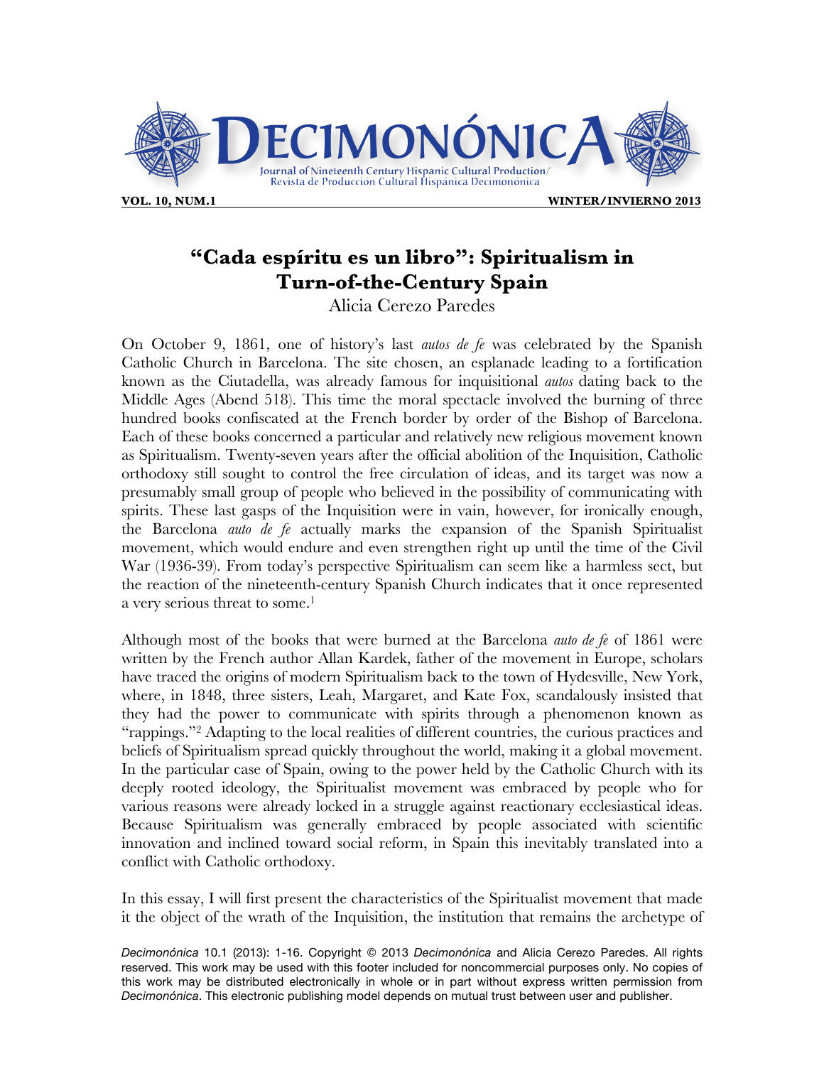# "Cada espíritu es un libro": Spiritualism in Turn-of-the-Century Spain

Alicia Cerezo Paredes

On October 9, 1861, one of history's last *autos de fe* was celebrated by the Spanish Catholic Church in Barcelona. The site chosen, an esplanade leading to a fortification known as the Ciutadella, was already famous for inquisitional *autos* dating back to the Middle Ages (Abend 518). This time the moral spectacle involved the burning of three hundred books confiscated at the French border by order of the Bishop of Barcelona. Each of these books concerned a particular and relatively new religious movement known as Spiritualism. Twenty-seven years after the official abolition of the Inquisition, Catholic orthodoxy still sought to control the free circulation of ideas, and its target was now a presumably small group of people who believed in the possibility of communicating with spirits. These last gasps of the Inquisition were in vain, however, for ironically enough, the Barcelona *auto de fe* actually marks the expansion of the Spanish Spiritualist movement, which would endure and even strengthen right up until the time of the Civil War (1936-39). From today's perspective Spiritualism can seem like a harmless sect, but the reaction of the nineteenth-century Spanish Church indicates that it once represented a very serious threat to some.[1]

Although most of the books that were burned at the Barcelona *auto de fe* of 1861 were written by the French author Allan Kardek, father of the movement in Europe, scholars have traced the origins of modern Spiritualism back to the town of Hydesville, New York, where, in 1848, three sisters, Leah, Margaret, and Kate Fox, scandalously insisted that they had the power to communicate with spirits through a phenomenon known as "rappings."[2] Adapting to the local realities of different countries, the curious practices and beliefs of Spiritualism spread quickly throughout the world, making it a global movement. In the particular case of Spain, owing to the power held by the Catholic Church with its deeply rooted ideology, the Spiritualist movement was embraced by people who for various reasons were already locked in a struggle against reactionary ecclesiastical ideas. Because Spiritualism was generally embraced by people associated with scientific innovation and inclined toward social reform, in Spain this inevitably translated into a conflict with Catholic orthodoxy.

In this essay, I will first present the characteristics of the Spiritualist movement that made it the object of the wrath of the Inquisition, the institution that remains the archetype of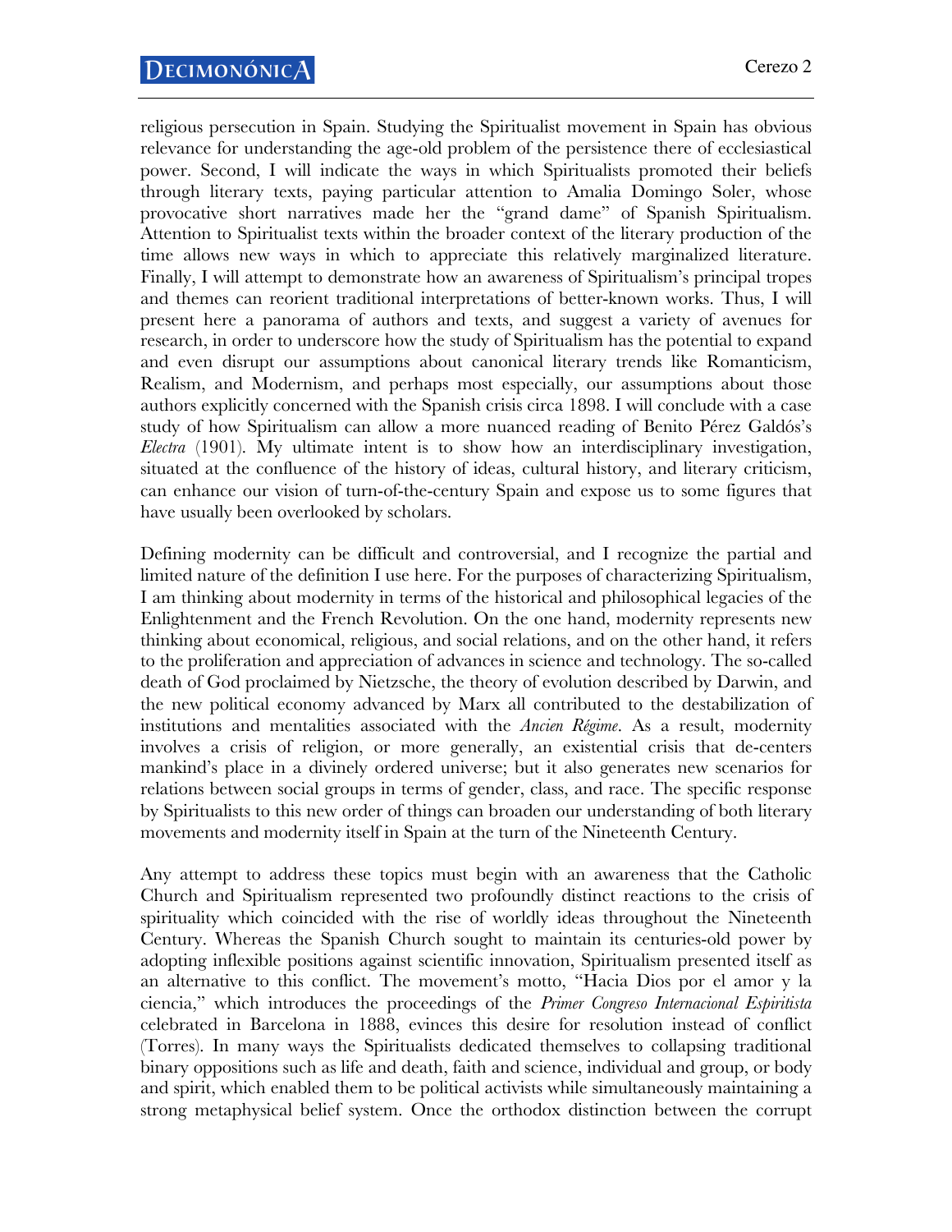religious persecution in Spain. Studying the Spiritualist movement in Spain has obvious relevance for understanding the age-old problem of the persistence there of ecclesiastical power. Second, I will indicate the ways in which Spiritualists promoted their beliefs through literary texts, paying particular attention to Amalia Domingo Soler, whose provocative short narratives made her the "grand dame" of Spanish Spiritualism. Attention to Spiritualist texts within the broader context of the literary production of the time allows new ways in which to appreciate this relatively marginalized literature. Finally, I will attempt to demonstrate how an awareness of Spiritualism's principal tropes and themes can reorient traditional interpretations of better-known works. Thus, I will present here a panorama of authors and texts, and suggest a variety of avenues for research, in order to underscore how the study of Spiritualism has the potential to expand and even disrupt our assumptions about canonical literary trends like Romanticism, Realism, and Modernism, and perhaps most especially, our assumptions about those authors explicitly concerned with the Spanish crisis circa 1898. I will conclude with a case study of how Spiritualism can allow a more nuanced reading of Benito Pérez Galdós's *Electra* (1901). My ultimate intent is to show how an interdisciplinary investigation, situated at the confluence of the history of ideas, cultural history, and literary criticism, can enhance our vision of turn-of-the-century Spain and expose us to some figures that have usually been overlooked by scholars.

Defining modernity can be difficult and controversial, and I recognize the partial and limited nature of the definition I use here. For the purposes of characterizing Spiritualism, I am thinking about modernity in terms of the historical and philosophical legacies of the Enlightenment and the French Revolution. On the one hand, modernity represents new thinking about economical, religious, and social relations, and on the other hand, it refers to the proliferation and appreciation of advances in science and technology. The so-called death of God proclaimed by Nietzsche, the theory of evolution described by Darwin, and the new political economy advanced by Marx all contributed to the destabilization of institutions and mentalities associated with the *Ancien Régime*. As a result, modernity involves a crisis of religion, or more generally, an existential crisis that de-centers mankind's place in a divinely ordered universe; but it also generates new scenarios for relations between social groups in terms of gender, class, and race. The specific response by Spiritualists to this new order of things can broaden our understanding of both literary movements and modernity itself in Spain at the turn of the Nineteenth Century.

Any attempt to address these topics must begin with an awareness that the Catholic Church and Spiritualism represented two profoundly distinct reactions to the crisis of spirituality which coincided with the rise of worldly ideas throughout the Nineteenth Century. Whereas the Spanish Church sought to maintain its centuries-old power by adopting inflexible positions against scientific innovation, Spiritualism presented itself as an alternative to this conflict. The movement's motto, "Hacia Dios por el amor y la ciencia," which introduces the proceedings of the *Primer Congreso Internacional Espiritista* celebrated in Barcelona in 1888, evinces this desire for resolution instead of conflict (Torres). In many ways the Spiritualists dedicated themselves to collapsing traditional binary oppositions such as life and death, faith and science, individual and group, or body and spirit, which enabled them to be political activists while simultaneously maintaining a strong metaphysical belief system. Once the orthodox distinction between the corrupt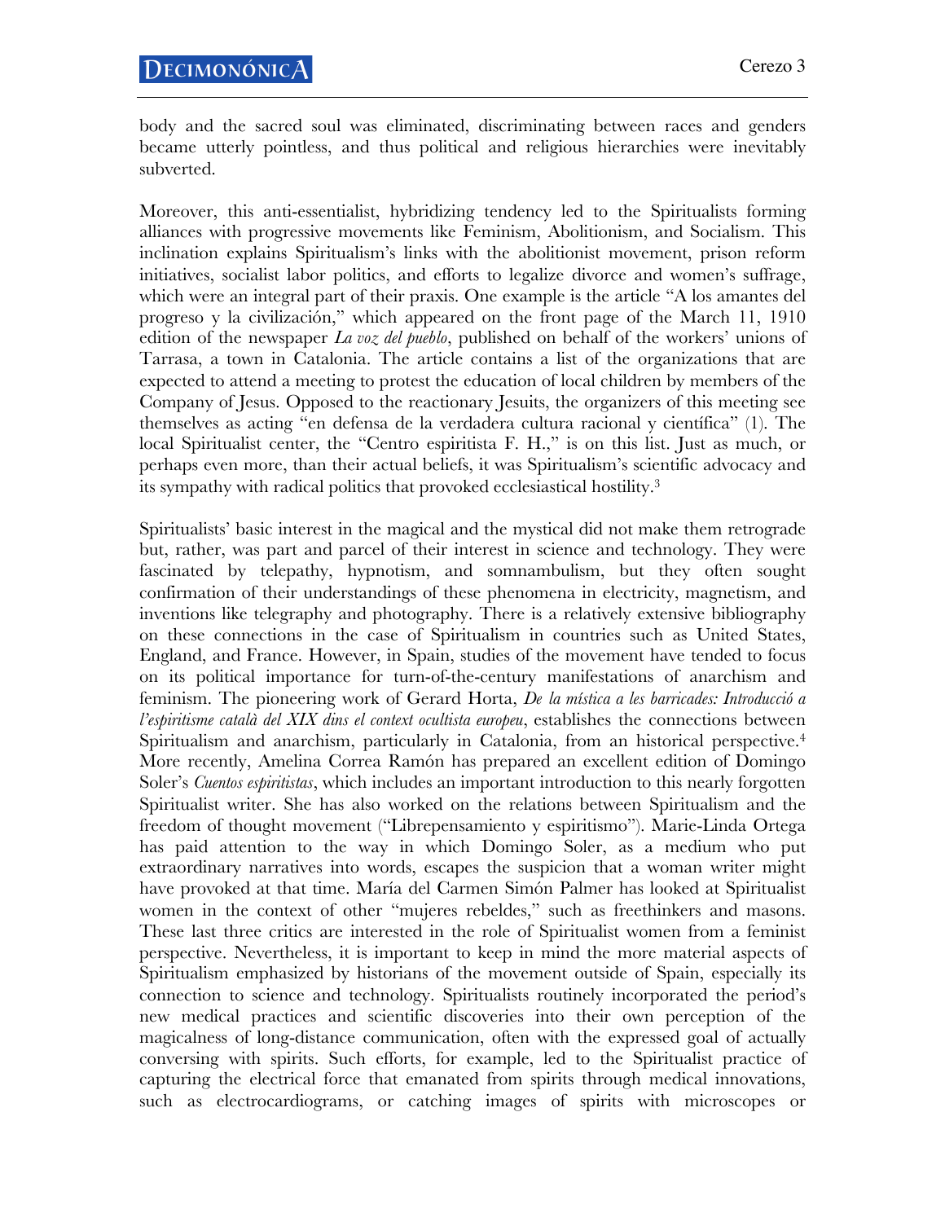body and the sacred soul was eliminated, discriminating between races and genders became utterly pointless, and thus political and religious hierarchies were inevitably subverted.

Moreover, this anti-essentialist, hybridizing tendency led to the Spiritualists forming alliances with progressive movements like Feminism, Abolitionism, and Socialism. This inclination explains Spiritualism's links with the abolitionist movement, prison reform initiatives, socialist labor politics, and efforts to legalize divorce and women's suffrage, which were an integral part of their praxis. One example is the article "A los amantes del progreso y la civilización," which appeared on the front page of the March 11, 1910 edition of the newspaper *La voz del pueblo*, published on behalf of the workers' unions of Tarrasa, a town in Catalonia. The article contains a list of the organizations that are expected to attend a meeting to protest the education of local children by members of the Company of Jesus. Opposed to the reactionary Jesuits, the organizers of this meeting see themselves as acting "en defensa de la verdadera cultura racional y científica" (1). The local Spiritualist center, the "Centro espiritista F. H.," is on this list. Just as much, or perhaps even more, than their actual beliefs, it was Spiritualism's scientific advocacy and its sympathy with radical politics that provoked ecclesiastical hostility.[3]

Spiritualists' basic interest in the magical and the mystical did not make them retrograde but, rather, was part and parcel of their interest in science and technology. They were fascinated by telepathy, hypnotism, and somnambulism, but they often sought confirmation of their understandings of these phenomena in electricity, magnetism, and inventions like telegraphy and photography. There is a relatively extensive bibliography on these connections in the case of Spiritualism in countries such as United States, England, and France. However, in Spain, studies of the movement have tended to focus on its political importance for turn-of-the-century manifestations of anarchism and feminism. The pioneering work of Gerard Horta, *De la mística a les barricades: Introducció a l'espiritisme català del XIX dins el context ocultista europeu*, establishes the connections between Spiritualism and anarchism, particularly in Catalonia, from an historical perspective.[4] More recently, Amelina Correa Ramón has prepared an excellent edition of Domingo Soler's *Cuentos espiritistas*, which includes an important introduction to this nearly forgotten Spiritualist writer. She has also worked on the relations between Spiritualism and the freedom of thought movement ("Librepensamiento y espiritismo"). Marie-Linda Ortega has paid attention to the way in which Domingo Soler, as a medium who put extraordinary narratives into words, escapes the suspicion that a woman writer might have provoked at that time. María del Carmen Simón Palmer has looked at Spiritualist women in the context of other "mujeres rebeldes," such as freethinkers and masons. These last three critics are interested in the role of Spiritualist women from a feminist perspective. Nevertheless, it is important to keep in mind the more material aspects of Spiritualism emphasized by historians of the movement outside of Spain, especially its connection to science and technology. Spiritualists routinely incorporated the period's new medical practices and scientific discoveries into their own perception of the magicalness of long-distance communication, often with the expressed goal of actually conversing with spirits. Such efforts, for example, led to the Spiritualist practice of capturing the electrical force that emanated from spirits through medical innovations, such as electrocardiograms, or catching images of spirits with microscopes or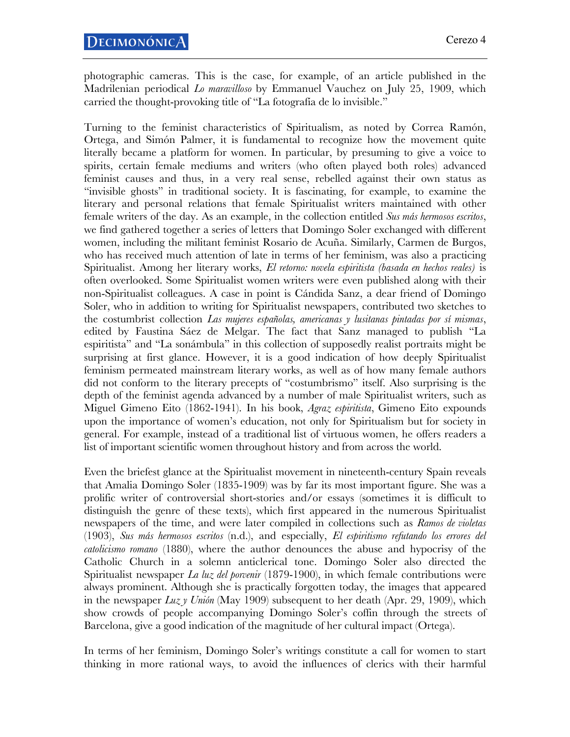photographic cameras. This is the case, for example, of an article published in the Madrilenian periodical *Lo maravilloso* by Emmanuel Vauchez on July 25, 1909, which carried the thought-provoking title of "La fotografía de lo invisible."

Turning to the feminist characteristics of Spiritualism, as noted by Correa Ramón, Ortega, and Simón Palmer, it is fundamental to recognize how the movement quite literally became a platform for women. In particular, by presuming to give a voice to spirits, certain female mediums and writers (who often played both roles) advanced feminist causes and thus, in a very real sense, rebelled against their own status as "invisible ghosts" in traditional society. It is fascinating, for example, to examine the literary and personal relations that female Spiritualist writers maintained with other female writers of the day. As an example, in the collection entitled *Sus más hermosos escritos*, we find gathered together a series of letters that Domingo Soler exchanged with different women, including the militant feminist Rosario de Acuña. Similarly, Carmen de Burgos, who has received much attention of late in terms of her feminism, was also a practicing Spiritualist. Among her literary works, *El retorno: novela espiritista (basada en hechos reales)* is often overlooked. Some Spiritualist women writers were even published along with their non-Spiritualist colleagues. A case in point is Cándida Sanz, a dear friend of Domingo Soler, who in addition to writing for Spiritualist newspapers, contributed two sketches to the costumbrist collection *Las mujeres españolas, americanas y lusitanas pintadas por sí mismas*, edited by Faustina Sáez de Melgar. The fact that Sanz managed to publish "La espiritista" and "La sonámbula" in this collection of supposedly realist portraits might be surprising at first glance. However, it is a good indication of how deeply Spiritualist feminism permeated mainstream literary works, as well as of how many female authors did not conform to the literary precepts of "costumbrismo" itself. Also surprising is the depth of the feminist agenda advanced by a number of male Spiritualist writers, such as Miguel Gimeno Eito (1862-1941). In his book, *Agraz espiritista*, Gimeno Eito expounds upon the importance of women's education, not only for Spiritualism but for society in general. For example, instead of a traditional list of virtuous women, he offers readers a list of important scientific women throughout history and from across the world.

Even the briefest glance at the Spiritualist movement in nineteenth-century Spain reveals that Amalia Domingo Soler (1835-1909) was by far its most important figure. She was a prolific writer of controversial short-stories and/or essays (sometimes it is difficult to distinguish the genre of these texts), which first appeared in the numerous Spiritualist newspapers of the time, and were later compiled in collections such as *Ramos de violetas* (1903), *Sus más hermosos escritos* (n.d.), and especially, *El espiritismo refutando los errores del catolicismo romano* (1880), where the author denounces the abuse and hypocrisy of the Catholic Church in a solemn anticlerical tone. Domingo Soler also directed the Spiritualist newspaper *La luz del porvenir* (1879-1900), in which female contributions were always prominent. Although she is practically forgotten today, the images that appeared in the newspaper *Luz y Unión* (May 1909) subsequent to her death (Apr. 29, 1909), which show crowds of people accompanying Domingo Soler's coffin through the streets of Barcelona, give a good indication of the magnitude of her cultural impact (Ortega).

In terms of her feminism, Domingo Soler's writings constitute a call for women to start thinking in more rational ways, to avoid the influences of clerics with their harmful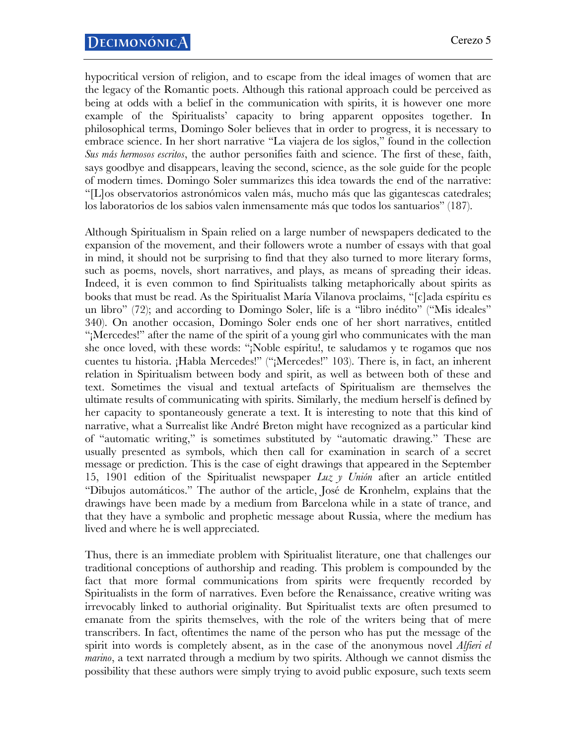hypocritical version of religion, and to escape from the ideal images of women that are the legacy of the Romantic poets. Although this rational approach could be perceived as being at odds with a belief in the communication with spirits, it is however one more example of the Spiritualists' capacity to bring apparent opposites together. In philosophical terms, Domingo Soler believes that in order to progress, it is necessary to embrace science. In her short narrative "La viajera de los siglos," found in the collection *Sus más hermosos escritos*, the author personifies faith and science. The first of these, faith, says goodbye and disappears, leaving the second, science, as the sole guide for the people of modern times. Domingo Soler summarizes this idea towards the end of the narrative: "[L]os observatorios astronómicos valen más, mucho más que las gigantescas catedrales; los laboratorios de los sabios valen inmensamente más que todos los santuarios" (187).

Although Spiritualism in Spain relied on a large number of newspapers dedicated to the expansion of the movement, and their followers wrote a number of essays with that goal in mind, it should not be surprising to find that they also turned to more literary forms, such as poems, novels, short narratives, and plays, as means of spreading their ideas. Indeed, it is even common to find Spiritualists talking metaphorically about spirits as books that must be read. As the Spiritualist María Vilanova proclaims, "[c]ada espíritu es un libro" (72); and according to Domingo Soler, life is a "libro inédito" ("Mis ideales" 340). On another occasion, Domingo Soler ends one of her short narratives, entitled "¡Mercedes!" after the name of the spirit of a young girl who communicates with the man she once loved, with these words: "¡Noble espíritu!, te saludamos y te rogamos que nos cuentes tu historia. ¡Habla Mercedes!" ("¡Mercedes!" 103). There is, in fact, an inherent relation in Spiritualism between body and spirit, as well as between both of these and text. Sometimes the visual and textual artefacts of Spiritualism are themselves the ultimate results of communicating with spirits. Similarly, the medium herself is defined by her capacity to spontaneously generate a text. It is interesting to note that this kind of narrative, what a Surrealist like André Breton might have recognized as a particular kind of "automatic writing," is sometimes substituted by "automatic drawing." These are usually presented as symbols, which then call for examination in search of a secret message or prediction. This is the case of eight drawings that appeared in the September 15, 1901 edition of the Spiritualist newspaper *Luz y Unión* after an article entitled "Dibujos automáticos." The author of the article, José de Kronhelm, explains that the drawings have been made by a medium from Barcelona while in a state of trance, and that they have a symbolic and prophetic message about Russia, where the medium has lived and where he is well appreciated.

Thus, there is an immediate problem with Spiritualist literature, one that challenges our traditional conceptions of authorship and reading. This problem is compounded by the fact that more formal communications from spirits were frequently recorded by Spiritualists in the form of narratives. Even before the Renaissance, creative writing was irrevocably linked to authorial originality. But Spiritualist texts are often presumed to emanate from the spirits themselves, with the role of the writers being that of mere transcribers. In fact, oftentimes the name of the person who has put the message of the spirit into words is completely absent, as in the case of the anonymous novel *Alfieri el marino*, a text narrated through a medium by two spirits. Although we cannot dismiss the possibility that these authors were simply trying to avoid public exposure, such texts seem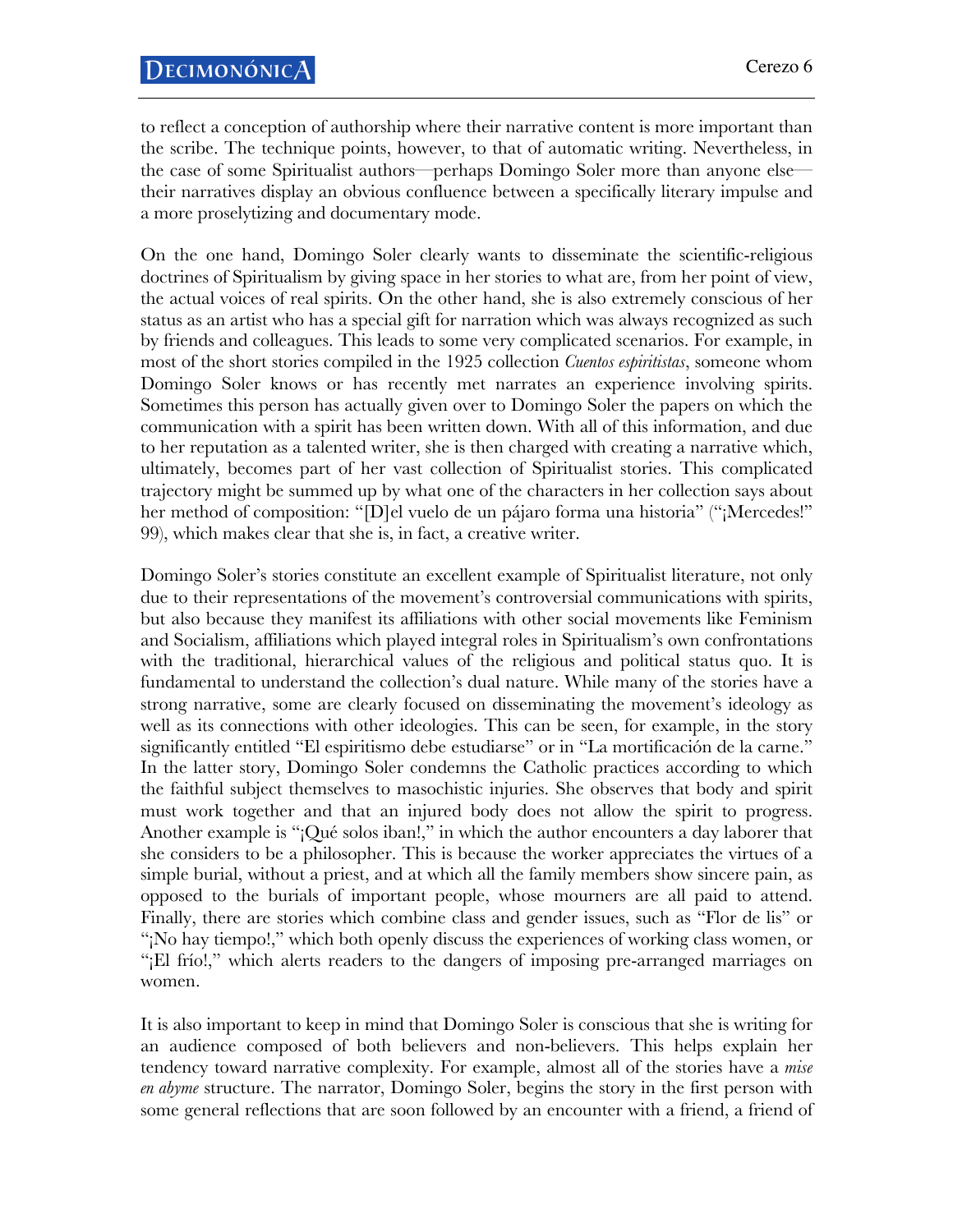to reflect a conception of authorship where their narrative content is more important than the scribe. The technique points, however, to that of automatic writing. Nevertheless, in the case of some Spiritualist authors—perhaps Domingo Soler more than anyone else—their narratives display an obvious confluence between a specifically literary impulse and a more proselytizing and documentary mode.

On the one hand, Domingo Soler clearly wants to disseminate the scientific-religious doctrines of Spiritualism by giving space in her stories to what are, from her point of view, the actual voices of real spirits. On the other hand, she is also extremely conscious of her status as an artist who has a special gift for narration which was always recognized as such by friends and colleagues. This leads to some very complicated scenarios. For example, in most of the short stories compiled in the 1925 collection *Cuentos espiritistas*, someone whom Domingo Soler knows or has recently met narrates an experience involving spirits. Sometimes this person has actually given over to Domingo Soler the papers on which the communication with a spirit has been written down. With all of this information, and due to her reputation as a talented writer, she is then charged with creating a narrative which, ultimately, becomes part of her vast collection of Spiritualist stories. This complicated trajectory might be summed up by what one of the characters in her collection says about her method of composition: "[D]el vuelo de un pájaro forma una historia" ("¡Mercedes!" 99), which makes clear that she is, in fact, a creative writer.

Domingo Soler's stories constitute an excellent example of Spiritualist literature, not only due to their representations of the movement's controversial communications with spirits, but also because they manifest its affiliations with other social movements like Feminism and Socialism, affiliations which played integral roles in Spiritualism's own confrontations with the traditional, hierarchical values of the religious and political status quo. It is fundamental to understand the collection's dual nature. While many of the stories have a strong narrative, some are clearly focused on disseminating the movement's ideology as well as its connections with other ideologies. This can be seen, for example, in the story significantly entitled "El espiritismo debe estudiarse" or in "La mortificación de la carne." In the latter story, Domingo Soler condemns the Catholic practices according to which the faithful subject themselves to masochistic injuries. She observes that body and spirit must work together and that an injured body does not allow the spirit to progress. Another example is "¡Qué solos iban!," in which the author encounters a day laborer that she considers to be a philosopher. This is because the worker appreciates the virtues of a simple burial, without a priest, and at which all the family members show sincere pain, as opposed to the burials of important people, whose mourners are all paid to attend. Finally, there are stories which combine class and gender issues, such as "Flor de lis" or "¡No hay tiempo!," which both openly discuss the experiences of working class women, or "¡El frío!," which alerts readers to the dangers of imposing pre-arranged marriages on women.

It is also important to keep in mind that Domingo Soler is conscious that she is writing for an audience composed of both believers and non-believers. This helps explain her tendency toward narrative complexity. For example, almost all of the stories have a *mise en abyme* structure. The narrator, Domingo Soler, begins the story in the first person with some general reflections that are soon followed by an encounter with a friend, a friend of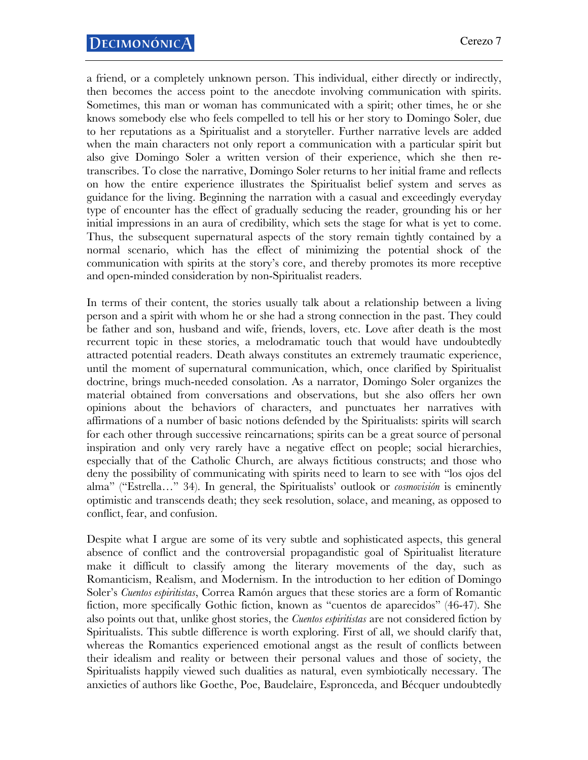a friend, or a completely unknown person. This individual, either directly or indirectly, then becomes the access point to the anecdote involving communication with spirits. Sometimes, this man or woman has communicated with a spirit; other times, he or she knows somebody else who feels compelled to tell his or her story to Domingo Soler, due to her reputations as a Spiritualist and a storyteller. Further narrative levels are added when the main characters not only report a communication with a particular spirit but also give Domingo Soler a written version of their experience, which she then re-transcribes. To close the narrative, Domingo Soler returns to her initial frame and reflects on how the entire experience illustrates the Spiritualist belief system and serves as guidance for the living. Beginning the narration with a casual and exceedingly everyday type of encounter has the effect of gradually seducing the reader, grounding his or her initial impressions in an aura of credibility, which sets the stage for what is yet to come. Thus, the subsequent supernatural aspects of the story remain tightly contained by a normal scenario, which has the effect of minimizing the potential shock of the communication with spirits at the story's core, and thereby promotes its more receptive and open-minded consideration by non-Spiritualist readers.

In terms of their content, the stories usually talk about a relationship between a living person and a spirit with whom he or she had a strong connection in the past. They could be father and son, husband and wife, friends, lovers, etc. Love after death is the most recurrent topic in these stories, a melodramatic touch that would have undoubtedly attracted potential readers. Death always constitutes an extremely traumatic experience, until the moment of supernatural communication, which, once clarified by Spiritualist doctrine, brings much-needed consolation. As a narrator, Domingo Soler organizes the material obtained from conversations and observations, but she also offers her own opinions about the behaviors of characters, and punctuates her narratives with affirmations of a number of basic notions defended by the Spiritualists: spirits will search for each other through successive reincarnations; spirits can be a great source of personal inspiration and only very rarely have a negative effect on people; social hierarchies, especially that of the Catholic Church, are always fictitious constructs; and those who deny the possibility of communicating with spirits need to learn to see with "los ojos del alma" ("Estrella…" 34). In general, the Spiritualists' outlook or *cosmovisión* is eminently optimistic and transcends death; they seek resolution, solace, and meaning, as opposed to conflict, fear, and confusion.

Despite what I argue are some of its very subtle and sophisticated aspects, this general absence of conflict and the controversial propagandistic goal of Spiritualist literature make it difficult to classify among the literary movements of the day, such as Romanticism, Realism, and Modernism. In the introduction to her edition of Domingo Soler's *Cuentos espiritistas*, Correa Ramón argues that these stories are a form of Romantic fiction, more specifically Gothic fiction, known as "cuentos de aparecidos" (46-47). She also points out that, unlike ghost stories, the *Cuentos espiritistas* are not considered fiction by Spiritualists. This subtle difference is worth exploring. First of all, we should clarify that, whereas the Romantics experienced emotional angst as the result of conflicts between their idealism and reality or between their personal values and those of society, the Spiritualists happily viewed such dualities as natural, even symbiotically necessary. The anxieties of authors like Goethe, Poe, Baudelaire, Espronceda, and Bécquer undoubtedly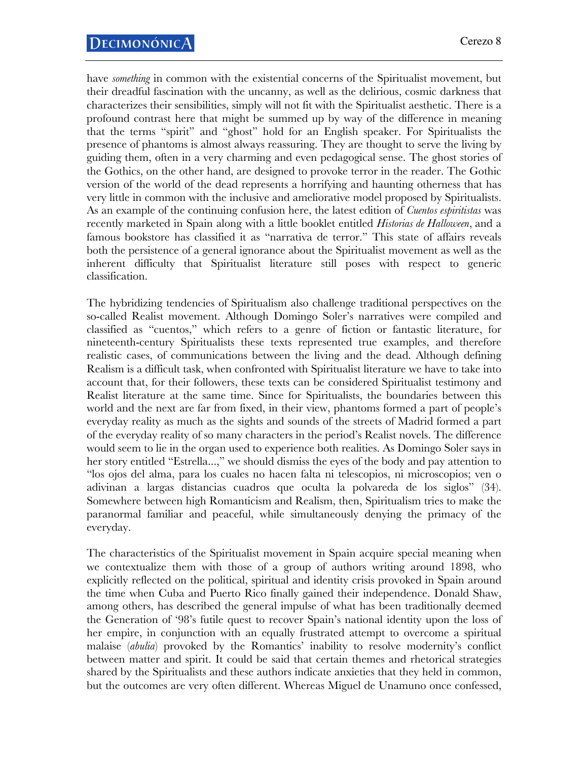have *something* in common with the existential concerns of the Spiritualist movement, but their dreadful fascination with the uncanny, as well as the delirious, cosmic darkness that characterizes their sensibilities, simply will not fit with the Spiritualist aesthetic. There is a profound contrast here that might be summed up by way of the difference in meaning that the terms "spirit" and "ghost" hold for an English speaker. For Spiritualists the presence of phantoms is almost always reassuring. They are thought to serve the living by guiding them, often in a very charming and even pedagogical sense. The ghost stories of the Gothics, on the other hand, are designed to provoke terror in the reader. The Gothic version of the world of the dead represents a horrifying and haunting otherness that has very little in common with the inclusive and ameliorative model proposed by Spiritualists. As an example of the continuing confusion here, the latest edition of *Cuentos espiritistas* was recently marketed in Spain along with a little booklet entitled *Historias de Halloween*, and a famous bookstore has classified it as "narrativa de terror." This state of affairs reveals both the persistence of a general ignorance about the Spiritualist movement as well as the inherent difficulty that Spiritualist literature still poses with respect to generic classification.

The hybridizing tendencies of Spiritualism also challenge traditional perspectives on the so-called Realist movement. Although Domingo Soler's narratives were compiled and classified as "cuentos," which refers to a genre of fiction or fantastic literature, for nineteenth-century Spiritualists these texts represented true examples, and therefore realistic cases, of communications between the living and the dead. Although defining Realism is a difficult task, when confronted with Spiritualist literature we have to take into account that, for their followers, these texts can be considered Spiritualist testimony and Realist literature at the same time. Since for Spiritualists, the boundaries between this world and the next are far from fixed, in their view, phantoms formed a part of people's everyday reality as much as the sights and sounds of the streets of Madrid formed a part of the everyday reality of so many characters in the period's Realist novels. The difference would seem to lie in the organ used to experience both realities. As Domingo Soler says in her story entitled "Estrella...," we should dismiss the eyes of the body and pay attention to "los ojos del alma, para los cuales no hacen falta ni telescopios, ni microscopios; ven o adivinan a largas distancias cuadros que oculta la polvareda de los siglos" (34). Somewhere between high Romanticism and Realism, then, Spiritualism tries to make the paranormal familiar and peaceful, while simultaneously denying the primacy of the everyday.

The characteristics of the Spiritualist movement in Spain acquire special meaning when we contextualize them with those of a group of authors writing around 1898, who explicitly reflected on the political, spiritual and identity crisis provoked in Spain around the time when Cuba and Puerto Rico finally gained their independence. Donald Shaw, among others, has described the general impulse of what has been traditionally deemed the Generation of '98's futile quest to recover Spain's national identity upon the loss of her empire, in conjunction with an equally frustrated attempt to overcome a spiritual malaise (*abulia*) provoked by the Romantics' inability to resolve modernity's conflict between matter and spirit. It could be said that certain themes and rhetorical strategies shared by the Spiritualists and these authors indicate anxieties that they held in common, but the outcomes are very often different. Whereas Miguel de Unamuno once confessed,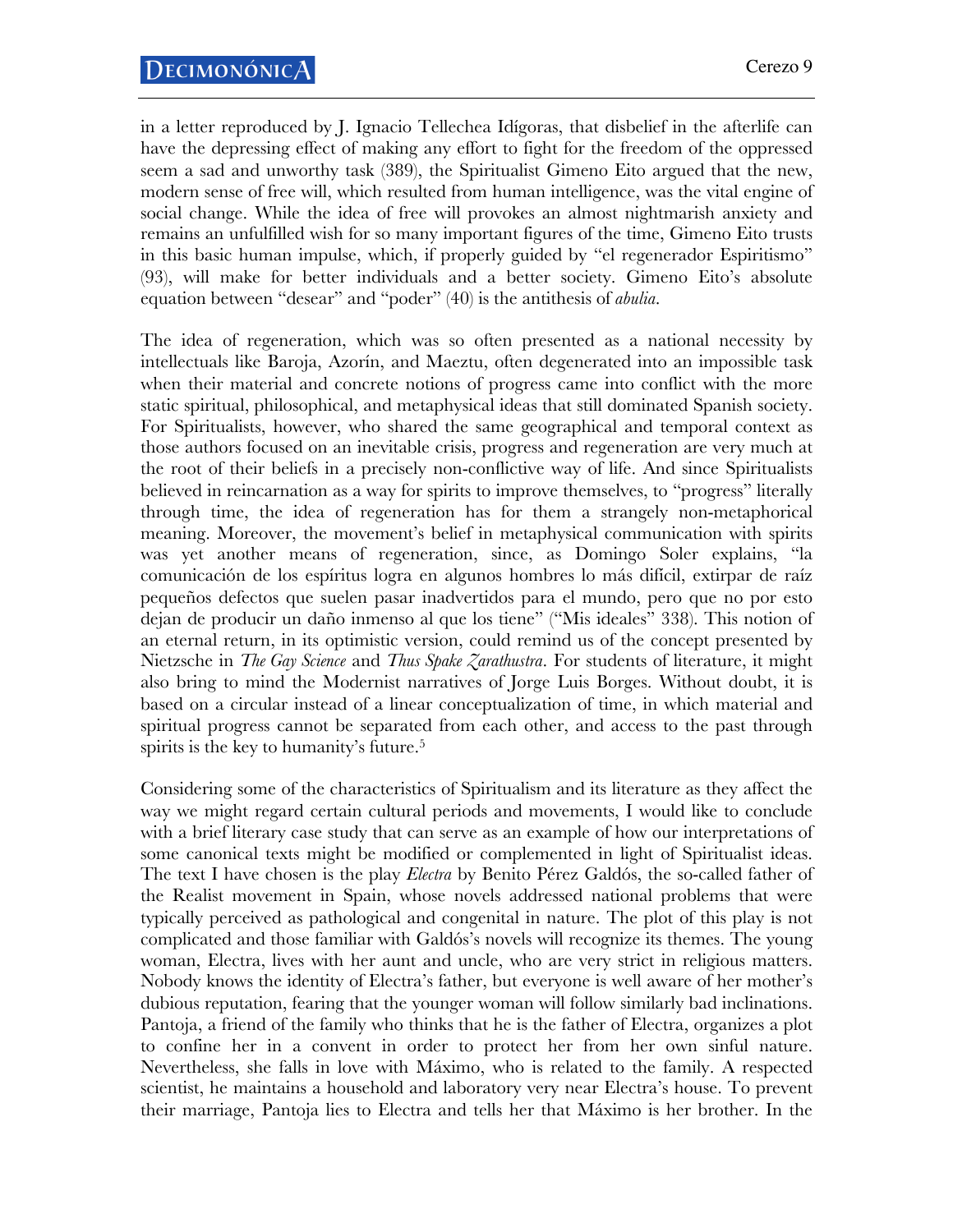in a letter reproduced by J. Ignacio Tellechea Idígoras, that disbelief in the afterlife can have the depressing effect of making any effort to fight for the freedom of the oppressed seem a sad and unworthy task (389), the Spiritualist Gimeno Eito argued that the new, modern sense of free will, which resulted from human intelligence, was the vital engine of social change. While the idea of free will provokes an almost nightmarish anxiety and remains an unfulfilled wish for so many important figures of the time, Gimeno Eito trusts in this basic human impulse, which, if properly guided by "el regenerador Espiritismo" (93), will make for better individuals and a better society. Gimeno Eito's absolute equation between "desear" and "poder" (40) is the antithesis of *abulia*.

The idea of regeneration, which was so often presented as a national necessity by intellectuals like Baroja, Azorín, and Maeztu, often degenerated into an impossible task when their material and concrete notions of progress came into conflict with the more static spiritual, philosophical, and metaphysical ideas that still dominated Spanish society. For Spiritualists, however, who shared the same geographical and temporal context as those authors focused on an inevitable crisis, progress and regeneration are very much at the root of their beliefs in a precisely non-conflictive way of life. And since Spiritualists believed in reincarnation as a way for spirits to improve themselves, to "progress" literally through time, the idea of regeneration has for them a strangely non-metaphorical meaning. Moreover, the movement's belief in metaphysical communication with spirits was yet another means of regeneration, since, as Domingo Soler explains, "la comunicación de los espíritus logra en algunos hombres lo más difícil, extirpar de raíz pequeños defectos que suelen pasar inadvertidos para el mundo, pero que no por esto dejan de producir un daño inmenso al que los tiene" ("Mis ideales" 338). This notion of an eternal return, in its optimistic version, could remind us of the concept presented by Nietzsche in *The Gay Science* and *Thus Spake Zarathustra*. For students of literature, it might also bring to mind the Modernist narratives of Jorge Luis Borges. Without doubt, it is based on a circular instead of a linear conceptualization of time, in which material and spiritual progress cannot be separated from each other, and access to the past through spirits is the key to humanity's future.[5]

Considering some of the characteristics of Spiritualism and its literature as they affect the way we might regard certain cultural periods and movements, I would like to conclude with a brief literary case study that can serve as an example of how our interpretations of some canonical texts might be modified or complemented in light of Spiritualist ideas. The text I have chosen is the play *Electra* by Benito Pérez Galdós, the so-called father of the Realist movement in Spain, whose novels addressed national problems that were typically perceived as pathological and congenital in nature. The plot of this play is not complicated and those familiar with Galdós's novels will recognize its themes. The young woman, Electra, lives with her aunt and uncle, who are very strict in religious matters. Nobody knows the identity of Electra's father, but everyone is well aware of her mother's dubious reputation, fearing that the younger woman will follow similarly bad inclinations. Pantoja, a friend of the family who thinks that he is the father of Electra, organizes a plot to confine her in a convent in order to protect her from her own sinful nature. Nevertheless, she falls in love with Máximo, who is related to the family. A respected scientist, he maintains a household and laboratory very near Electra's house. To prevent their marriage, Pantoja lies to Electra and tells her that Máximo is her brother. In the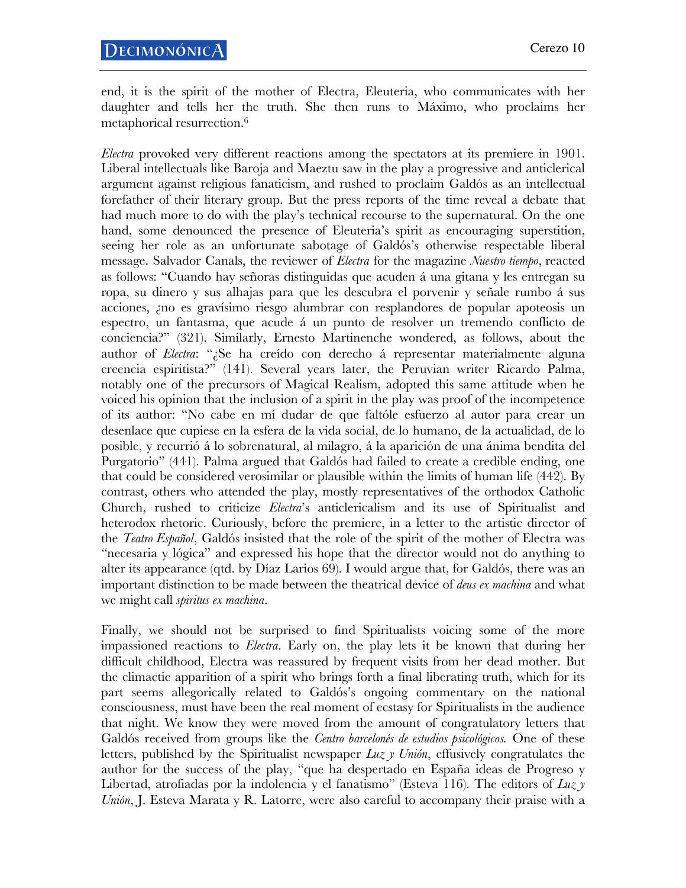end, it is the spirit of the mother of Electra, Eleuteria, who communicates with her daughter and tells her the truth. She then runs to Máximo, who proclaims her metaphorical resurrection.[6]

*Electra* provoked very different reactions among the spectators at its premiere in 1901. Liberal intellectuals like Baroja and Maeztu saw in the play a progressive and anticlerical argument against religious fanaticism, and rushed to proclaim Galdós as an intellectual forefather of their literary group. But the press reports of the time reveal a debate that had much more to do with the play's technical recourse to the supernatural. On the one hand, some denounced the presence of Eleuteria's spirit as encouraging superstition, seeing her role as an unfortunate sabotage of Galdós's otherwise respectable liberal message. Salvador Canals, the reviewer of *Electra* for the magazine *Nuestro tiempo*, reacted as follows: "Cuando hay señoras distinguidas que acuden á una gitana y les entregan su ropa, su dinero y sus alhajas para que les descubra el porvenir y señale rumbo á sus acciones, ¿no es gravísimo riesgo alumbrar con resplandores de popular apoteosis un espectro, un fantasma, que acude á un punto de resolver un tremendo conflicto de conciencia?" (321). Similarly, Ernesto Martinenche wondered, as follows, about the author of *Electra*: "¿Se ha creído con derecho á representar materialmente alguna creencia espiritista?" (141). Several years later, the Peruvian writer Ricardo Palma, notably one of the precursors of Magical Realism, adopted this same attitude when he voiced his opinion that the inclusion of a spirit in the play was proof of the incompetence of its author: "No cabe en mí dudar de que faltóle esfuerzo al autor para crear un desenlace que cupiese en la esfera de la vida social, de lo humano, de la actualidad, de lo posible, y recurrió á lo sobrenatural, al milagro, á la aparición de una ánima bendita del Purgatorio" (441). Palma argued that Galdós had failed to create a credible ending, one that could be considered verosimilar or plausible within the limits of human life (442). By contrast, others who attended the play, mostly representatives of the orthodox Catholic Church, rushed to criticize *Electra*'s anticlericalism and its use of Spiritualist and heterodox rhetoric. Curiously, before the premiere, in a letter to the artistic director of the *Teatro Español*, Galdós insisted that the role of the spirit of the mother of Electra was "necesaria y lógica" and expressed his hope that the director would not do anything to alter its appearance (qtd. by Díaz Larios 69). I would argue that, for Galdós, there was an important distinction to be made between the theatrical device of *deus ex machina* and what we might call *spiritus ex machina*.

Finally, we should not be surprised to find Spiritualists voicing some of the more impassioned reactions to *Electra*. Early on, the play lets it be known that during her difficult childhood, Electra was reassured by frequent visits from her dead mother. But the climactic apparition of a spirit who brings forth a final liberating truth, which for its part seems allegorically related to Galdós's ongoing commentary on the national consciousness, must have been the real moment of ecstasy for Spiritualists in the audience that night. We know they were moved from the amount of congratulatory letters that Galdós received from groups like the *Centro barcelonés de estudios psicológicos.* One of these letters, published by the Spiritualist newspaper *Luz y Unión*, effusively congratulates the author for the success of the play, "que ha despertado en España ideas de Progreso y Libertad, atrofiadas por la indolencia y el fanatismo" (Esteva 116). The editors of *Luz y Unión*, J. Esteva Marata y R. Latorre, were also careful to accompany their praise with a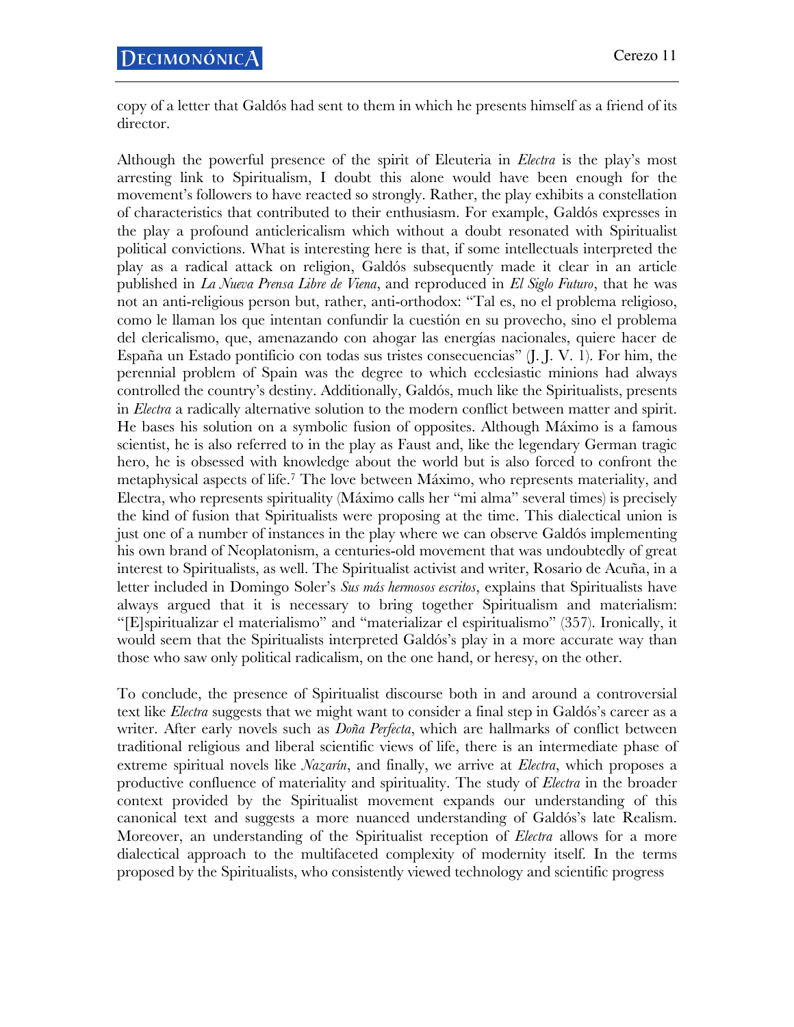copy of a letter that Galdós had sent to them in which he presents himself as a friend of its director.

Although the powerful presence of the spirit of Eleuteria in *Electra* is the play's most arresting link to Spiritualism, I doubt this alone would have been enough for the movement's followers to have reacted so strongly. Rather, the play exhibits a constellation of characteristics that contributed to their enthusiasm. For example, Galdós expresses in the play a profound anticlericalism which without a doubt resonated with Spiritualist political convictions. What is interesting here is that, if some intellectuals interpreted the play as a radical attack on religion, Galdós subsequently made it clear in an article published in *La Nueva Prensa Libre de Viena*, and reproduced in *El Siglo Futuro*, that he was not an anti-religious person but, rather, anti-orthodox: "Tal es, no el problema religioso, como le llaman los que intentan confundir la cuestión en su provecho, sino el problema del clericalismo, que, amenazando con ahogar las energías nacionales, quiere hacer de España un Estado pontificio con todas sus tristes consecuencias" (J. J. V. 1). For him, the perennial problem of Spain was the degree to which ecclesiastic minions had always controlled the country's destiny. Additionally, Galdós, much like the Spiritualists, presents in *Electra* a radically alternative solution to the modern conflict between matter and spirit. He bases his solution on a symbolic fusion of opposites. Although Máximo is a famous scientist, he is also referred to in the play as Faust and, like the legendary German tragic hero, he is obsessed with knowledge about the world but is also forced to confront the metaphysical aspects of life.[7] The love between Máximo, who represents materiality, and Electra, who represents spirituality (Máximo calls her "mi alma" several times) is precisely the kind of fusion that Spiritualists were proposing at the time. This dialectical union is just one of a number of instances in the play where we can observe Galdós implementing his own brand of Neoplatonism, a centuries-old movement that was undoubtedly of great interest to Spiritualists, as well. The Spiritualist activist and writer, Rosario de Acuña, in a letter included in Domingo Soler's *Sus más hermosos escritos*, explains that Spiritualists have always argued that it is necessary to bring together Spiritualism and materialism: "[E]spiritualizar el materialismo" and "materializar el espiritualismo" (357). Ironically, it would seem that the Spiritualists interpreted Galdós's play in a more accurate way than those who saw only political radicalism, on the one hand, or heresy, on the other.

To conclude, the presence of Spiritualist discourse both in and around a controversial text like *Electra* suggests that we might want to consider a final step in Galdós's career as a writer. After early novels such as *Doña Perfecta*, which are hallmarks of conflict between traditional religious and liberal scientific views of life, there is an intermediate phase of extreme spiritual novels like *Nazarín*, and finally, we arrive at *Electra*, which proposes a productive confluence of materiality and spirituality. The study of *Electra* in the broader context provided by the Spiritualist movement expands our understanding of this canonical text and suggests a more nuanced understanding of Galdós's late Realism. Moreover, an understanding of the Spiritualist reception of *Electra* allows for a more dialectical approach to the multifaceted complexity of modernity itself. In the terms proposed by the Spiritualists, who consistently viewed technology and scientific progress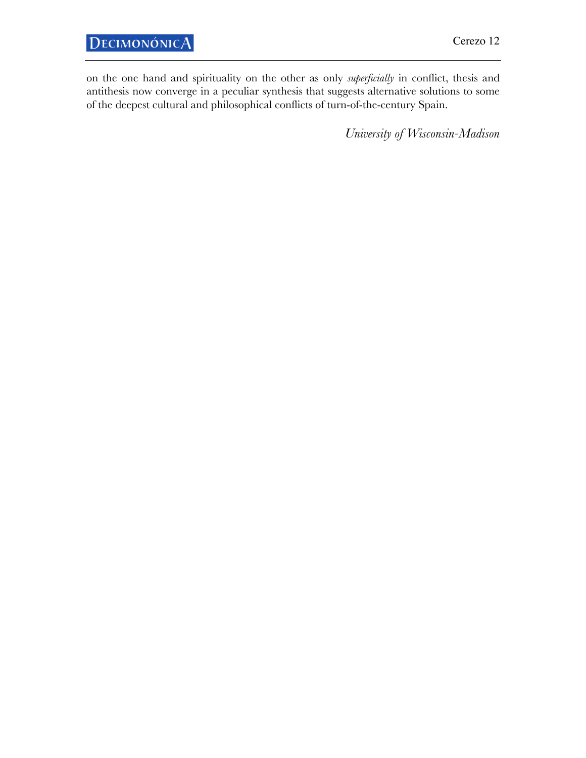on the one hand and spirituality on the other as only *superficially* in conflict, thesis and antithesis now converge in a peculiar synthesis that suggests alternative solutions to some of the deepest cultural and philosophical conflicts of turn-of-the-century Spain.

*University of Wisconsin-Madison*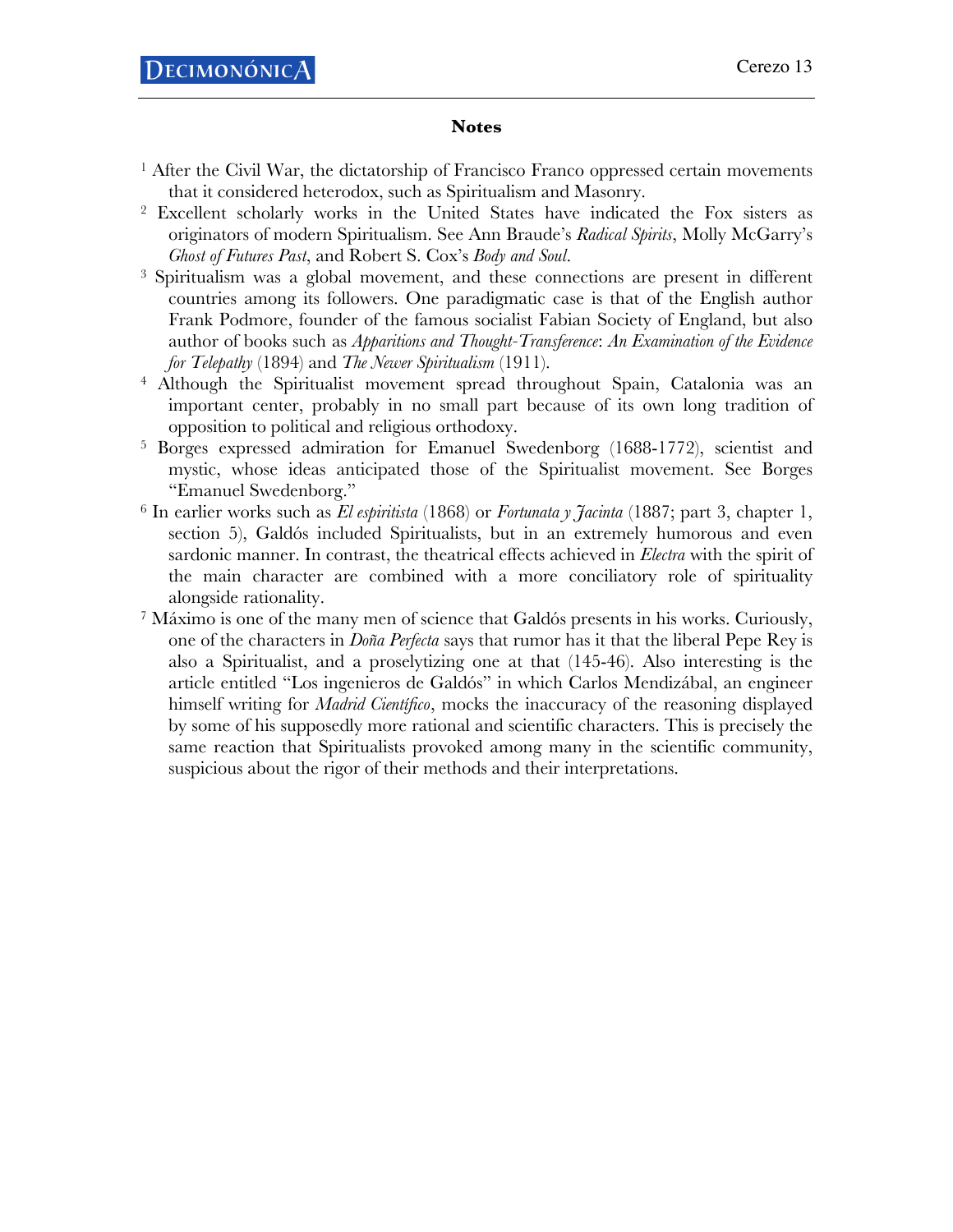## Notes

[1] After the Civil War, the dictatorship of Francisco Franco oppressed certain movements that it considered heterodox, such as Spiritualism and Masonry.

[2] Excellent scholarly works in the United States have indicated the Fox sisters as originators of modern Spiritualism. See Ann Braude's *Radical Spirits*, Molly McGarry's *Ghost of Futures Past*, and Robert S. Cox's *Body and Soul*.

[3] Spiritualism was a global movement, and these connections are present in different countries among its followers. One paradigmatic case is that of the English author Frank Podmore, founder of the famous socialist Fabian Society of England, but also author of books such as *Apparitions and Thought-Transference*: *An Examination of the Evidence for Telepathy* (1894) and *The Newer Spiritualism* (1911).

[4] Although the Spiritualist movement spread throughout Spain, Catalonia was an important center, probably in no small part because of its own long tradition of opposition to political and religious orthodoxy.

[5] Borges expressed admiration for Emanuel Swedenborg (1688-1772), scientist and mystic, whose ideas anticipated those of the Spiritualist movement. See Borges "Emanuel Swedenborg."

[6] In earlier works such as *El espiritista* (1868) or *Fortunata y Jacinta* (1887; part 3, chapter 1, section 5), Galdós included Spiritualists, but in an extremely humorous and even sardonic manner. In contrast, the theatrical effects achieved in *Electra* with the spirit of the main character are combined with a more conciliatory role of spirituality alongside rationality.

[7] Máximo is one of the many men of science that Galdós presents in his works. Curiously, one of the characters in *Doña Perfecta* says that rumor has it that the liberal Pepe Rey is also a Spiritualist, and a proselytizing one at that (145-46). Also interesting is the article entitled "Los ingenieros de Galdós" in which Carlos Mendizábal, an engineer himself writing for *Madrid Científico*, mocks the inaccuracy of the reasoning displayed by some of his supposedly more rational and scientific characters. This is precisely the same reaction that Spiritualists provoked among many in the scientific community, suspicious about the rigor of their methods and their interpretations.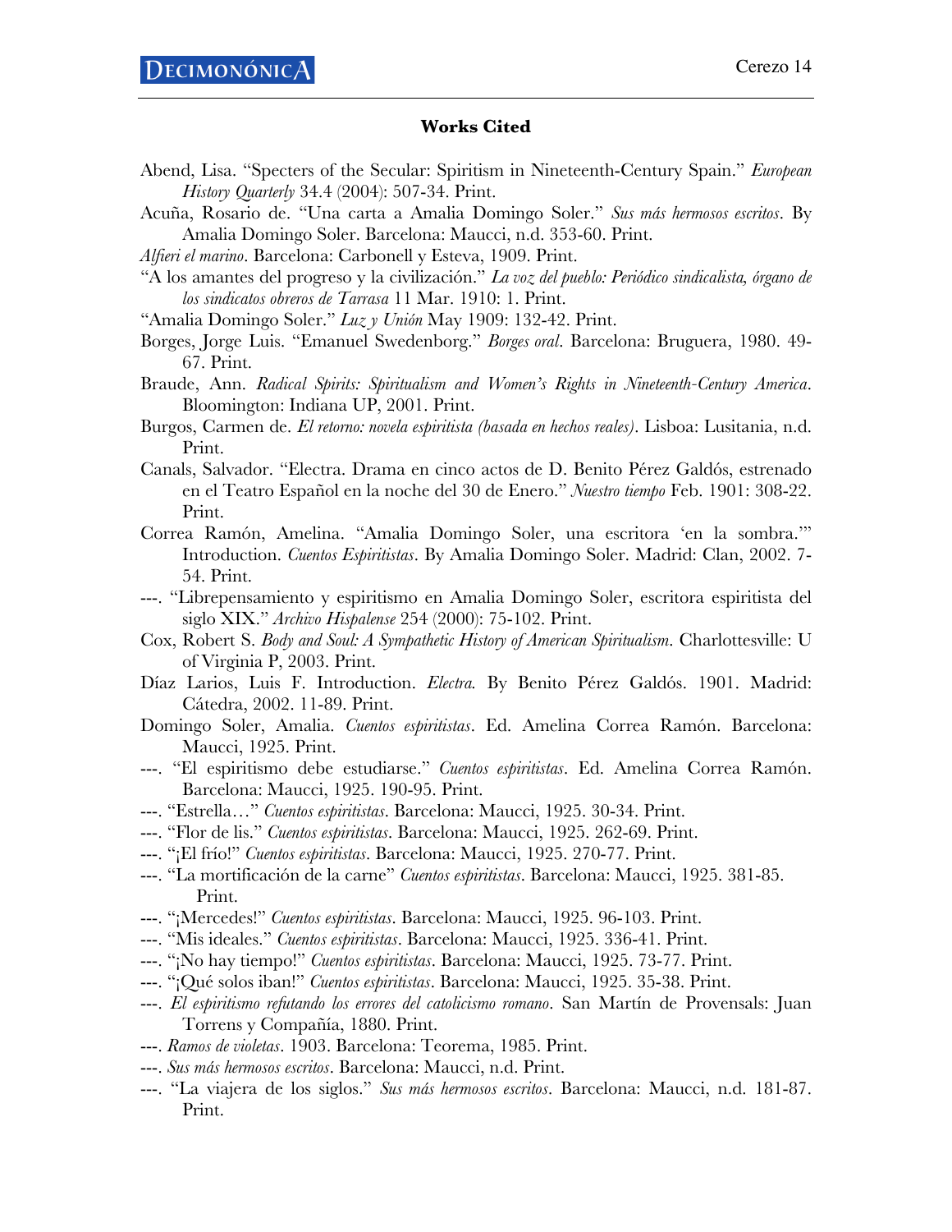## Works Cited

Abend, Lisa. "Specters of the Secular: Spiritism in Nineteenth-Century Spain." *European History Quarterly* 34.4 (2004): 507-34. Print.

Acuña, Rosario de. "Una carta a Amalia Domingo Soler." *Sus más hermosos escritos*. By Amalia Domingo Soler. Barcelona: Maucci, n.d. 353-60. Print.

*Alfieri el marino*. Barcelona: Carbonell y Esteva, 1909. Print.

"A los amantes del progreso y la civilización." *La voz del pueblo: Periódico sindicalista, órgano de los sindicatos obreros de Tarrasa* 11 Mar. 1910: 1. Print.

"Amalia Domingo Soler." *Luz y Unión* May 1909: 132-42. Print.

Borges, Jorge Luis. "Emanuel Swedenborg." *Borges oral*. Barcelona: Bruguera, 1980. 49-67. Print.

Braude, Ann. *Radical Spirits: Spiritualism and Women's Rights in Nineteenth-Century America*. Bloomington: Indiana UP, 2001. Print.

Burgos, Carmen de. *El retorno: novela espiritista (basada en hechos reales)*. Lisboa: Lusitania, n.d. Print.

Canals, Salvador. "Electra. Drama en cinco actos de D. Benito Pérez Galdós, estrenado en el Teatro Español en la noche del 30 de Enero." *Nuestro tiempo* Feb. 1901: 308-22. Print.

Correa Ramón, Amelina. "Amalia Domingo Soler, una escritora 'en la sombra.'" Introduction. *Cuentos Espiritistas*. By Amalia Domingo Soler. Madrid: Clan, 2002. 7-54. Print.

---. "Librepensamiento y espiritismo en Amalia Domingo Soler, escritora espiritista del siglo XIX." *Archivo Hispalense* 254 (2000): 75-102. Print.

Cox, Robert S. *Body and Soul: A Sympathetic History of American Spiritualism*. Charlottesville: U of Virginia P, 2003. Print.

Díaz Larios, Luis F. Introduction. *Electra.* By Benito Pérez Galdós. 1901. Madrid: Cátedra, 2002. 11-89. Print.

Domingo Soler, Amalia. *Cuentos espiritistas*. Ed. Amelina Correa Ramón. Barcelona: Maucci, 1925. Print.

---. "El espiritismo debe estudiarse." *Cuentos espiritistas*. Ed. Amelina Correa Ramón. Barcelona: Maucci, 1925. 190-95. Print.

---. "Estrella…" *Cuentos espiritistas*. Barcelona: Maucci, 1925. 30-34. Print.

---. "Flor de lis." *Cuentos espiritistas*. Barcelona: Maucci, 1925. 262-69. Print.

---. "¡El frío!" *Cuentos espiritistas*. Barcelona: Maucci, 1925. 270-77. Print.

---. "La mortificación de la carne" *Cuentos espiritistas*. Barcelona: Maucci, 1925. 381-85. Print.

---. "¡Mercedes!" *Cuentos espiritistas*. Barcelona: Maucci, 1925. 96-103. Print.

---. "Mis ideales." *Cuentos espiritistas*. Barcelona: Maucci, 1925. 336-41. Print.

---. "¡No hay tiempo!" *Cuentos espiritistas*. Barcelona: Maucci, 1925. 73-77. Print.

---. "¡Qué solos iban!" *Cuentos espiritistas*. Barcelona: Maucci, 1925. 35-38. Print.

---. *El espiritismo refutando los errores del catolicismo romano*. San Martín de Provensals: Juan Torrens y Compañía, 1880. Print.

---. *Ramos de violetas*. 1903. Barcelona: Teorema, 1985. Print.

---. *Sus más hermosos escritos*. Barcelona: Maucci, n.d. Print.

---. "La viajera de los siglos." *Sus más hermosos escritos*. Barcelona: Maucci, n.d. 181-87. Print.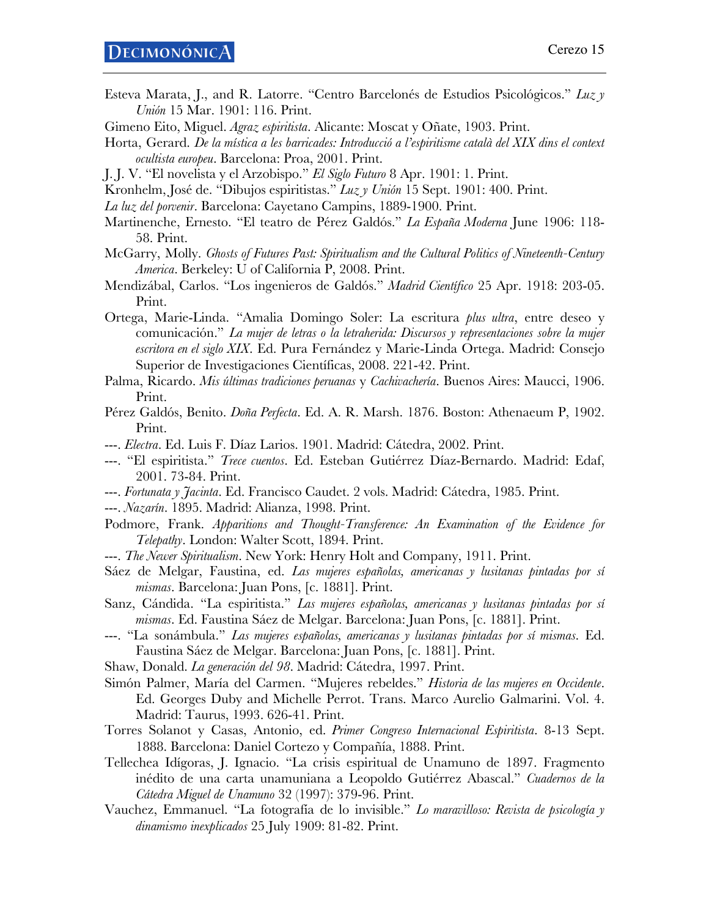Esteva Marata, J., and R. Latorre. "Centro Barcelonés de Estudios Psicológicos." *Luz y Unión* 15 Mar. 1901: 116. Print.

Gimeno Eito, Miguel. *Agraz espiritista*. Alicante: Moscat y Oñate, 1903. Print.

Horta, Gerard. *De la mística a les barricades: Introducció a l'espiritisme català del XIX dins el context ocultista europeu*. Barcelona: Proa, 2001. Print.

J. J. V. "El novelista y el Arzobispo." *El Siglo Futuro* 8 Apr. 1901: 1. Print.

Kronhelm, José de. "Dibujos espiritistas." *Luz y Unión* 15 Sept. 1901: 400. Print.

*La luz del porvenir*. Barcelona: Cayetano Campins, 1889-1900. Print.

Martinenche, Ernesto. "El teatro de Pérez Galdós." *La España Moderna* June 1906: 118-58. Print.

McGarry, Molly. *Ghosts of Futures Past: Spiritualism and the Cultural Politics of Nineteenth-Century America*. Berkeley: U of California P, 2008. Print.

Mendizábal, Carlos. "Los ingenieros de Galdós." *Madrid Científico* 25 Apr. 1918: 203-05. Print.

Ortega, Marie-Linda. "Amalia Domingo Soler: La escritura *plus ultra*, entre deseo y comunicación." *La mujer de letras o la letraherida: Discursos y representaciones sobre la mujer escritora en el siglo XIX*. Ed. Pura Fernández y Marie-Linda Ortega. Madrid: Consejo Superior de Investigaciones Científicas, 2008. 221-42. Print.

Palma, Ricardo. *Mis últimas tradiciones peruanas* y *Cachivachería*. Buenos Aires: Maucci, 1906. Print.

Pérez Galdós, Benito. *Doña Perfecta*. Ed. A. R. Marsh. 1876. Boston: Athenaeum P, 1902. Print.

---. *Electra*. Ed. Luis F. Díaz Larios. 1901. Madrid: Cátedra, 2002. Print.

---. "El espiritista." *Trece cuentos*. Ed. Esteban Gutiérrez Díaz-Bernardo. Madrid: Edaf, 2001. 73-84. Print.

---. *Fortunata y Jacinta*. Ed. Francisco Caudet. 2 vols. Madrid: Cátedra, 1985. Print.

---. *Nazarín*. 1895. Madrid: Alianza, 1998. Print.

Podmore, Frank. *Apparitions and Thought-Transference: An Examination of the Evidence for Telepathy*. London: Walter Scott, 1894. Print.

---. *The Newer Spiritualism*. New York: Henry Holt and Company, 1911. Print.

Sáez de Melgar, Faustina, ed. *Las mujeres españolas, americanas y lusitanas pintadas por sí mismas*. Barcelona: Juan Pons, [c. 1881]. Print.

Sanz, Cándida. "La espiritista." *Las mujeres españolas, americanas y lusitanas pintadas por sí mismas*. Ed. Faustina Sáez de Melgar. Barcelona: Juan Pons, [c. 1881]. Print.

---. "La sonámbula." *Las mujeres españolas, americanas y lusitanas pintadas por sí mismas.* Ed. Faustina Sáez de Melgar. Barcelona: Juan Pons, [c. 1881]. Print.

Shaw, Donald. *La generación del 98*. Madrid: Cátedra, 1997. Print.

Simón Palmer, María del Carmen. "Mujeres rebeldes." *Historia de las mujeres en Occidente*. Ed. Georges Duby and Michelle Perrot. Trans. Marco Aurelio Galmarini. Vol. 4. Madrid: Taurus, 1993. 626-41. Print.

Torres Solanot y Casas, Antonio, ed. *Primer Congreso Internacional Espiritista*. 8-13 Sept. 1888. Barcelona: Daniel Cortezo y Compañía, 1888. Print.

Tellechea Idígoras, J. Ignacio. "La crisis espiritual de Unamuno de 1897. Fragmento inédito de una carta unamuniana a Leopoldo Gutiérrez Abascal." *Cuadernos de la Cátedra Miguel de Unamuno* 32 (1997): 379-96. Print.

Vauchez, Emmanuel. "La fotografía de lo invisible." *Lo maravilloso: Revista de psicología y dinamismo inexplicados* 25 July 1909: 81-82. Print.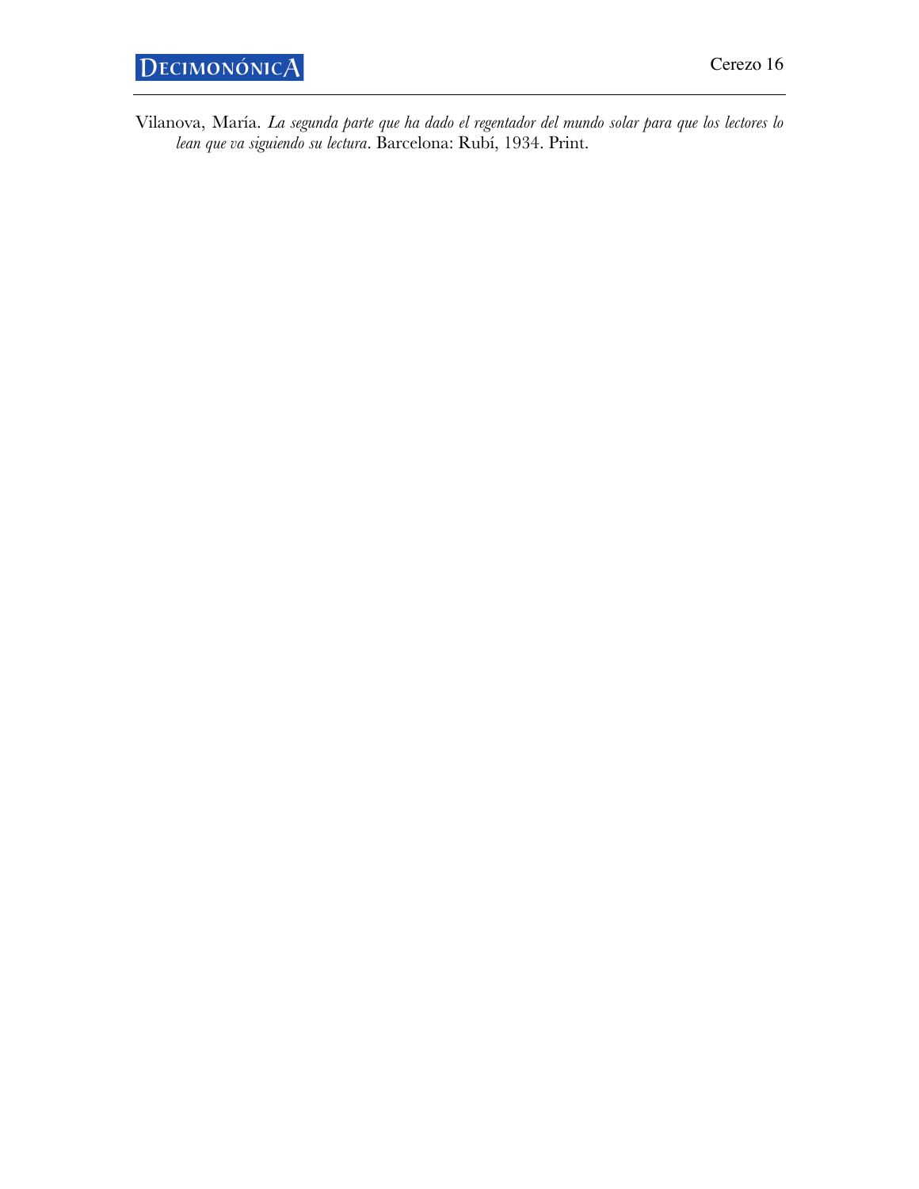Vilanova, María. *La segunda parte que ha dado el regentador del mundo solar para que los lectores lo lean que va siguiendo su lectura*. Barcelona: Rubí, 1934. Print.